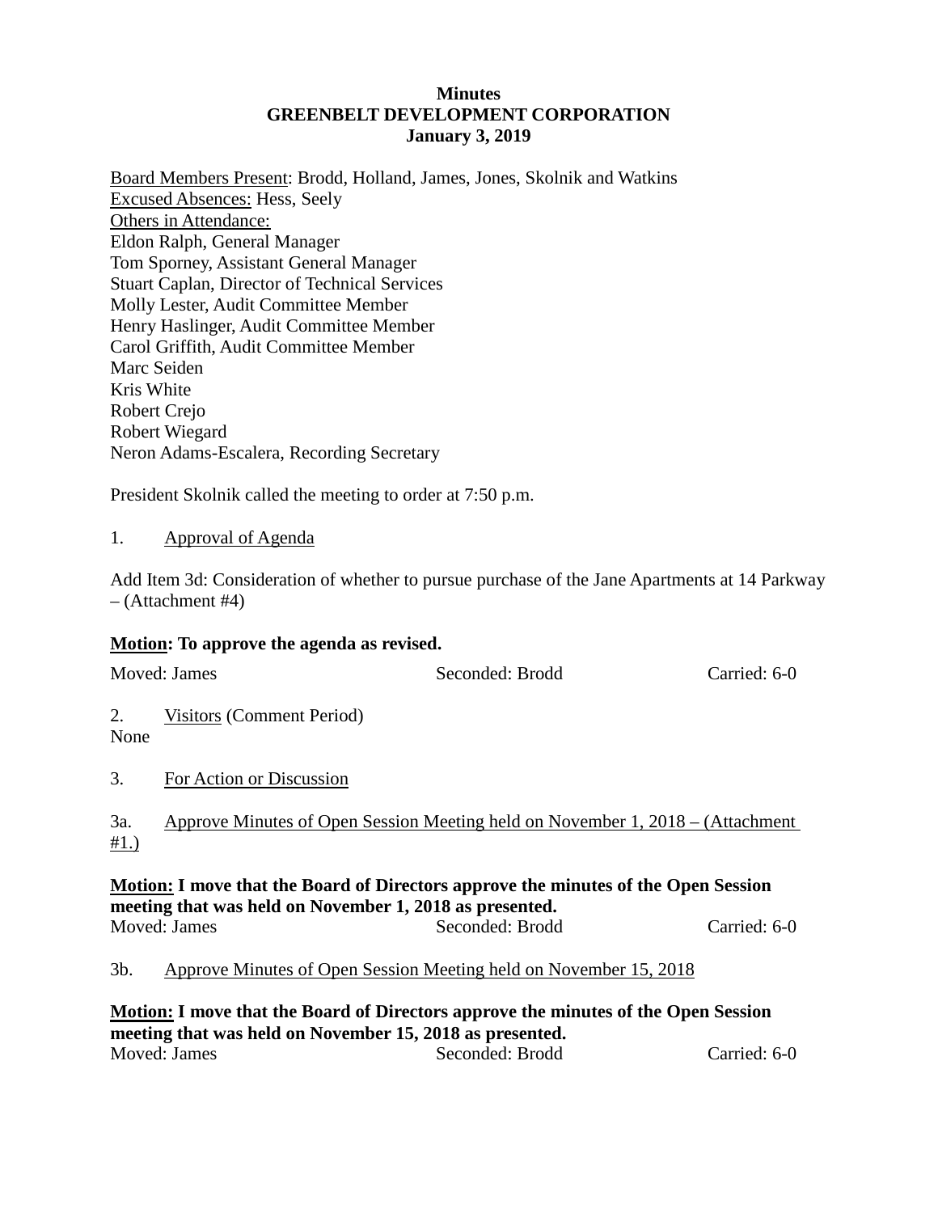**Minutes**
**GREENBELT DEVELOPMENT CORPORATION**
**January 3, 2019**

Board Members Present: Brodd, Holland, James, Jones, Skolnik and Watkins
Excused Absences: Hess, Seely
Others in Attendance:
Eldon Ralph, General Manager
Tom Sporney, Assistant General Manager
Stuart Caplan, Director of Technical Services
Molly Lester, Audit Committee Member
Henry Haslinger, Audit Committee Member
Carol Griffith, Audit Committee Member
Marc Seiden
Kris White
Robert Crejo
Robert Wiegard
Neron Adams-Escalera, Recording Secretary

President Skolnik called the meeting to order at 7:50 p.m.

1. Approval of Agenda

Add Item 3d: Consideration of whether to pursue purchase of the Jane Apartments at 14 Parkway – (Attachment #4)

**Motion: To approve the agenda as revised.**

Moved: James Seconded: Brodd Carried: 6-0

2. Visitors (Comment Period)
None

3. For Action or Discussion

3a. Approve Minutes of Open Session Meeting held on November 1, 2018 – (Attachment #1.)

**Motion: I move that the Board of Directors approve the minutes of the Open Session meeting that was held on November 1, 2018 as presented.**
Moved: James Seconded: Brodd Carried: 6-0

3b. Approve Minutes of Open Session Meeting held on November 15, 2018

**Motion: I move that the Board of Directors approve the minutes of the Open Session meeting that was held on November 15, 2018 as presented.**
Moved: James Seconded: Brodd Carried: 6-0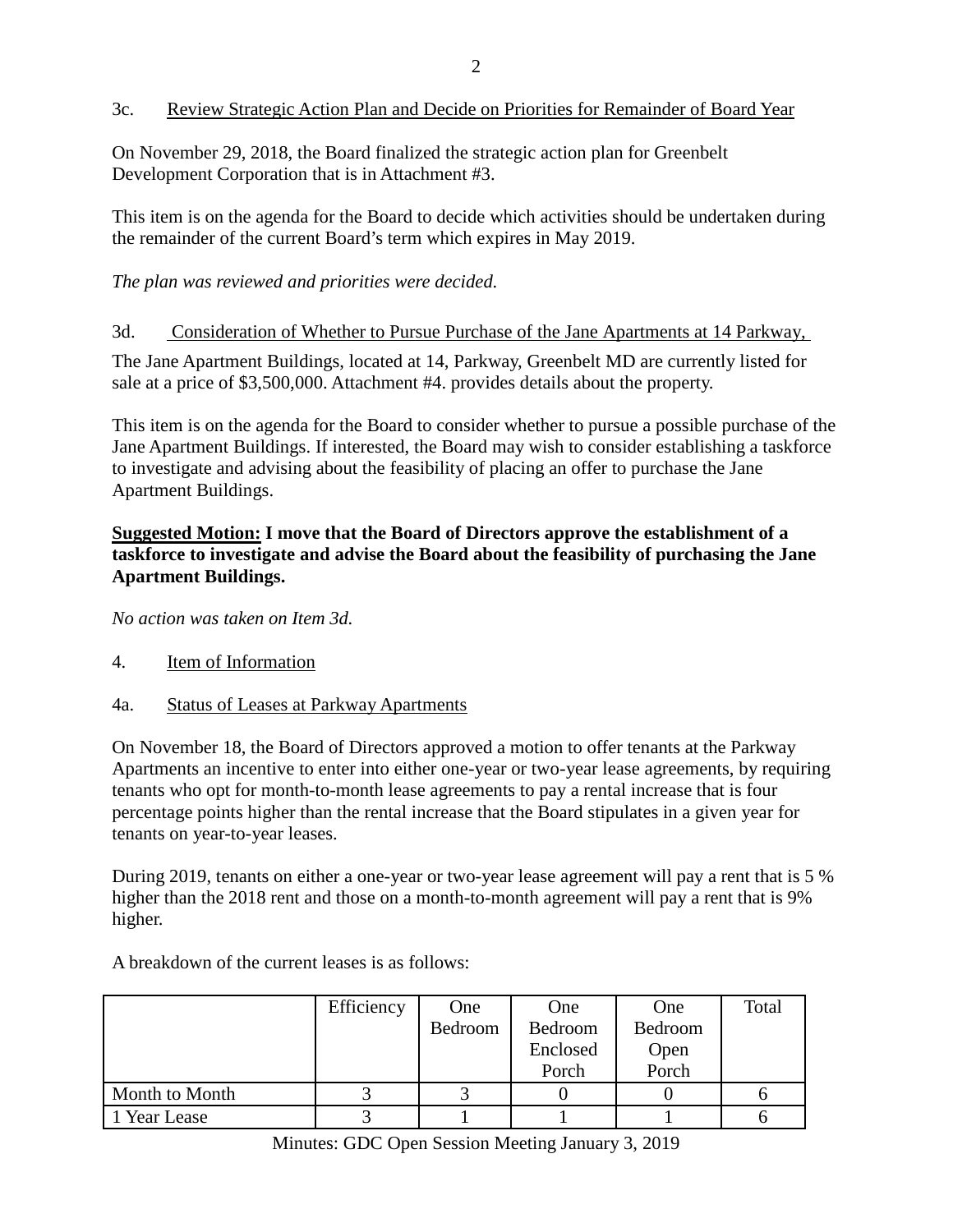3c. Review Strategic Action Plan and Decide on Priorities for Remainder of Board Year

On November 29, 2018, the Board finalized the strategic action plan for Greenbelt Development Corporation that is in Attachment #3.

This item is on the agenda for the Board to decide which activities should be undertaken during the remainder of the current Board's term which expires in May 2019.

*The plan was reviewed and priorities were decided.*

3d. Consideration of Whether to Pursue Purchase of the Jane Apartments at 14 Parkway,

The Jane Apartment Buildings, located at 14, Parkway, Greenbelt MD are currently listed for sale at a price of $3,500,000. Attachment #4. provides details about the property.

This item is on the agenda for the Board to consider whether to pursue a possible purchase of the Jane Apartment Buildings. If interested, the Board may wish to consider establishing a taskforce to investigate and advising about the feasibility of placing an offer to purchase the Jane Apartment Buildings.

**Suggested Motion: I move that the Board of Directors approve the establishment of a taskforce to investigate and advise the Board about the feasibility of purchasing the Jane Apartment Buildings.**

*No action was taken on Item 3d.*

4. Item of Information

4a. Status of Leases at Parkway Apartments

On November 18, the Board of Directors approved a motion to offer tenants at the Parkway Apartments an incentive to enter into either one-year or two-year lease agreements, by requiring tenants who opt for month-to-month lease agreements to pay a rental increase that is four percentage points higher than the rental increase that the Board stipulates in a given year for tenants on year-to-year leases.

During 2019, tenants on either a one-year or two-year lease agreement will pay a rent that is 5 % higher than the 2018 rent and those on a month-to-month agreement will pay a rent that is 9% higher.

A breakdown of the current leases is as follows:

| | Efficiency | One Bedroom | One Bedroom Enclosed Porch | One Bedroom Open Porch | Total |
|---|---|---|---|---|---|
| Month to Month | 3 | 3 | 0 | 0 | 6 |
| 1 Year Lease | 3 | 1 | 1 | 1 | 6 |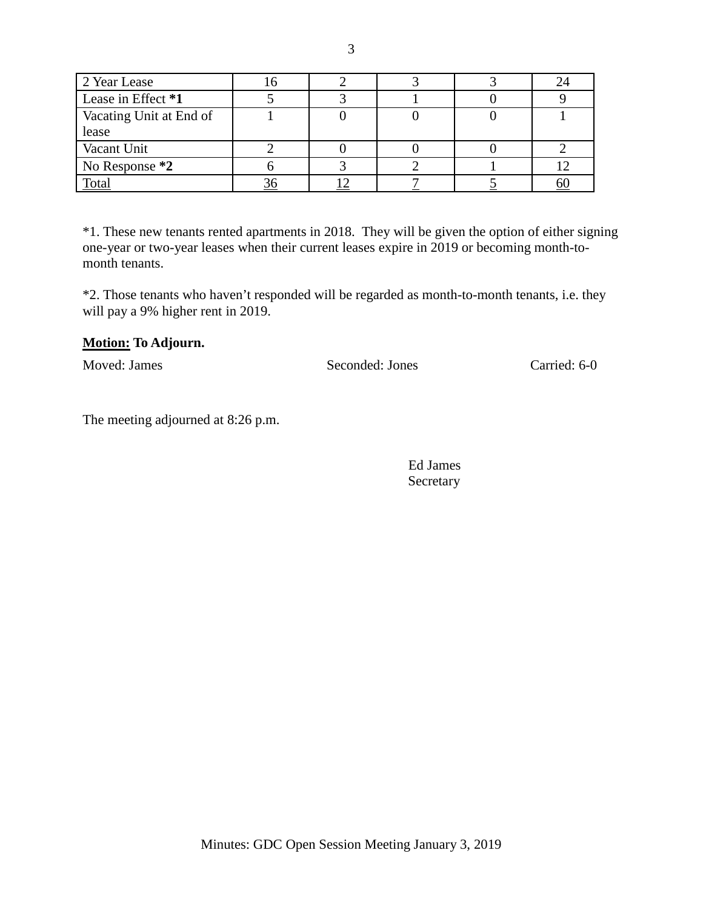| | | | | | |
|---|---|---|---|---|---|
| 2 Year Lease | 16 | 2 | 3 | 3 | 24 |
| Lease in Effect **\*1** | 5 | 3 | 1 | 0 | 9 |
| Vacating Unit at End of lease | 1 | 0 | 0 | 0 | 1 |
| Vacant Unit | 2 | 0 | 0 | 0 | 2 |
| No Response **\*2** | 6 | 3 | 2 | 1 | 12 |
| Total | 36 | 12 | 7 | 5 | 60 |

*1. These new tenants rented apartments in 2018. They will be given the option of either signing one-year or two-year leases when their current leases expire in 2019 or becoming month-to-month tenants.

*2. Those tenants who haven't responded will be regarded as month-to-month tenants, i.e. they will pay a 9% higher rent in 2019.

**Motion: To Adjourn.**

Moved: James Seconded: Jones Carried: 6-0

The meeting adjourned at 8:26 p.m.

Ed James
Secretary